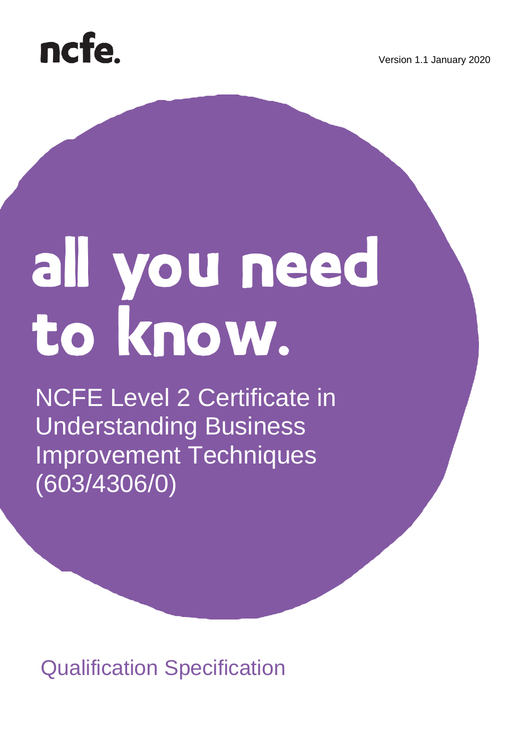ncfe.

Version 1.1 January 2020

# all you need to know.

## NCFE Level 2 Certificate in Understanding Business Improvement Techniques (603/4306/0)

Qualification Specification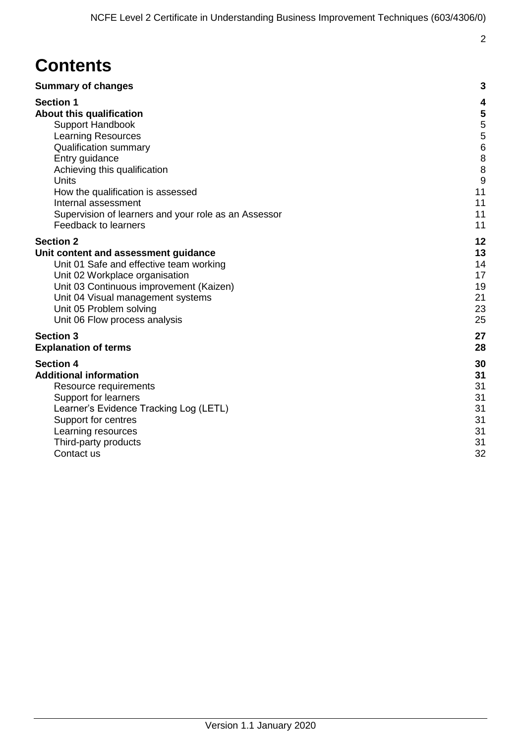# Contents

| | |
|---|---|
| **Summary of changes** | **3** |
| **Section 1** | **4** |
| **About this qualification** | **5** |
| Support Handbook | 5 |
| Learning Resources | 5 |
| Qualification summary | 6 |
| Entry guidance | 8 |
| Achieving this qualification | 8 |
| Units | 9 |
| How the qualification is assessed | 11 |
| Internal assessment | 11 |
| Supervision of learners and your role as an Assessor | 11 |
| Feedback to learners | 11 |
| **Section 2** | **12** |
| **Unit content and assessment guidance** | **13** |
| Unit 01 Safe and effective team working | 14 |
| Unit 02 Workplace organisation | 17 |
| Unit 03 Continuous improvement (Kaizen) | 19 |
| Unit 04 Visual management systems | 21 |
| Unit 05 Problem solving | 23 |
| Unit 06 Flow process analysis | 25 |
| **Section 3** | **27** |
| **Explanation of terms** | **28** |
| **Section 4** | **30** |
| **Additional information** | **31** |
| Resource requirements | 31 |
| Support for learners | 31 |
| Learner's Evidence Tracking Log (LETL) | 31 |
| Support for centres | 31 |
| Learning resources | 31 |
| Third-party products | 31 |
| Contact us | 32 |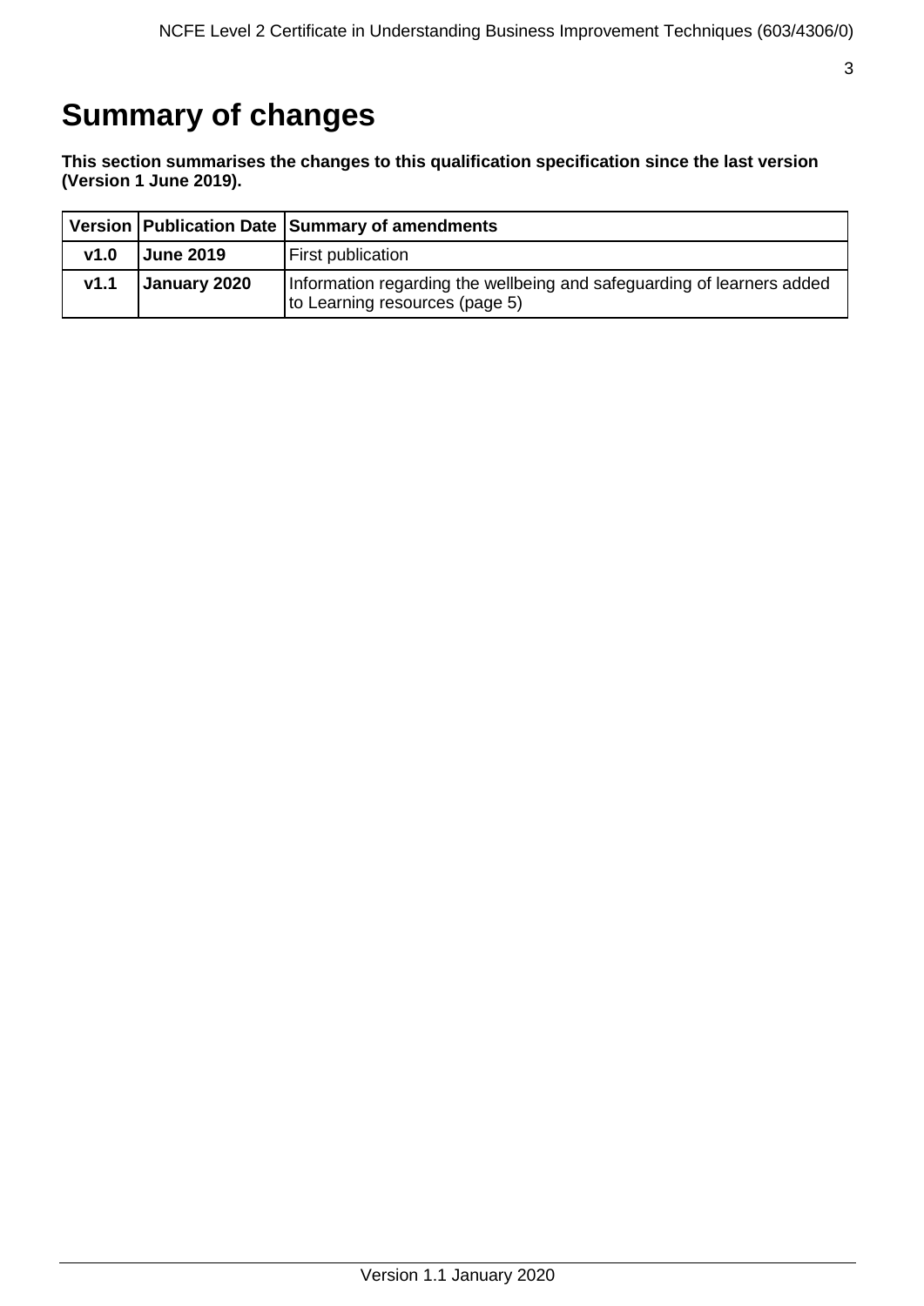# Summary of changes

**This section summarises the changes to this qualification specification since the last version (Version 1 June 2019).**

| Version | Publication Date | Summary of amendments |
|---|---|---|
| **v1.0** | **June 2019** | First publication |
| **v1.1** | **January 2020** | Information regarding the wellbeing and safeguarding of learners added to Learning resources (page 5) |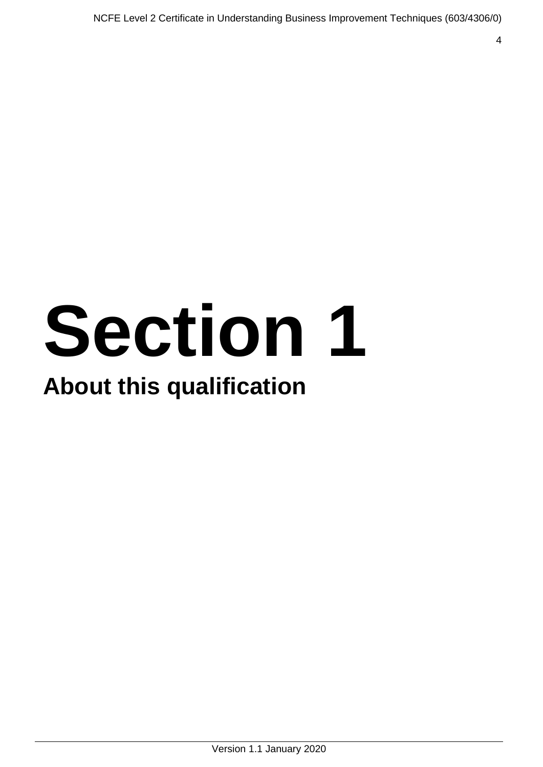# Section 1

## About this qualification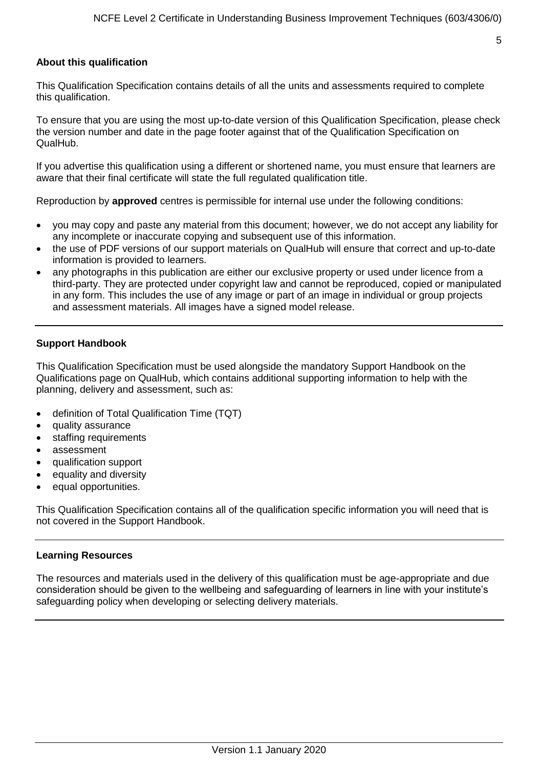## About this qualification

This Qualification Specification contains details of all the units and assessments required to complete this qualification.

To ensure that you are using the most up-to-date version of this Qualification Specification, please check the version number and date in the page footer against that of the Qualification Specification on QualHub.

If you advertise this qualification using a different or shortened name, you must ensure that learners are aware that their final certificate will state the full regulated qualification title.

Reproduction by **approved** centres is permissible for internal use under the following conditions:

- you may copy and paste any material from this document; however, we do not accept any liability for any incomplete or inaccurate copying and subsequent use of this information.
- the use of PDF versions of our support materials on QualHub will ensure that correct and up-to-date information is provided to learners.
- any photographs in this publication are either our exclusive property or used under licence from a third-party. They are protected under copyright law and cannot be reproduced, copied or manipulated in any form. This includes the use of any image or part of an image in individual or group projects and assessment materials. All images have a signed model release.

## Support Handbook

This Qualification Specification must be used alongside the mandatory Support Handbook on the Qualifications page on QualHub, which contains additional supporting information to help with the planning, delivery and assessment, such as:

- definition of Total Qualification Time (TQT)
- quality assurance
- staffing requirements
- assessment
- qualification support
- equality and diversity
- equal opportunities.

This Qualification Specification contains all of the qualification specific information you will need that is not covered in the Support Handbook.

## Learning Resources

The resources and materials used in the delivery of this qualification must be age-appropriate and due consideration should be given to the wellbeing and safeguarding of learners in line with your institute's safeguarding policy when developing or selecting delivery materials.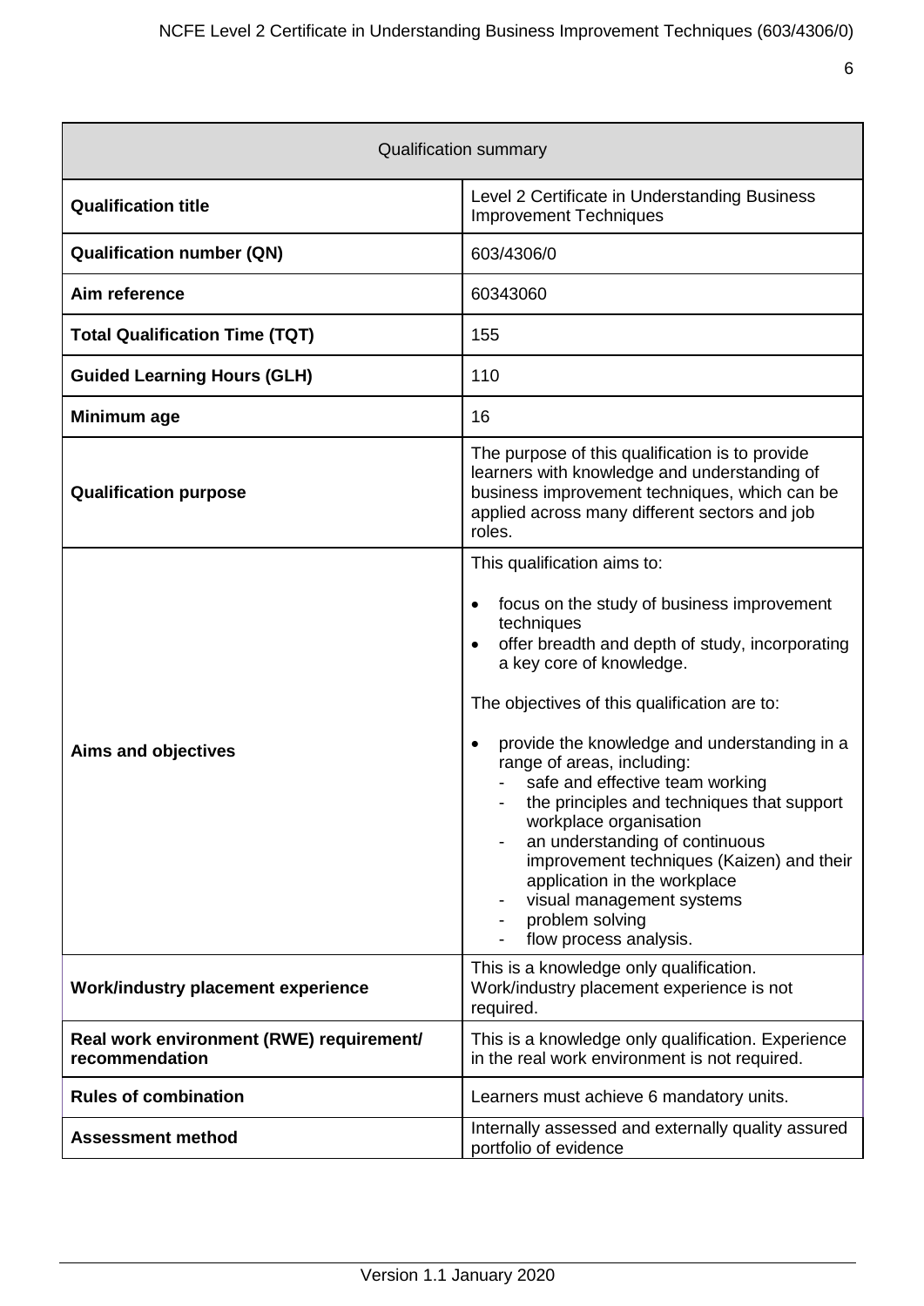| Qualification summary | |
|---|---|
| **Qualification title** | Level 2 Certificate in Understanding Business Improvement Techniques |
| **Qualification number (QN)** | 603/4306/0 |
| **Aim reference** | 60343060 |
| **Total Qualification Time (TQT)** | 155 |
| **Guided Learning Hours (GLH)** | 110 |
| **Minimum age** | 16 |
| **Qualification purpose** | The purpose of this qualification is to provide learners with knowledge and understanding of business improvement techniques, which can be applied across many different sectors and job roles. |
| **Aims and objectives** | This qualification aims to:<br><br>• focus on the study of business improvement techniques<br>• offer breadth and depth of study, incorporating a key core of knowledge.<br><br>The objectives of this qualification are to:<br><br>• provide the knowledge and understanding in a range of areas, including:<br>  - safe and effective team working<br>  - the principles and techniques that support workplace organisation<br>  - an understanding of continuous improvement techniques (Kaizen) and their application in the workplace<br>  - visual management systems<br>  - problem solving<br>  - flow process analysis. |
| **Work/industry placement experience** | This is a knowledge only qualification. Work/industry placement experience is not required. |
| **Real work environment (RWE) requirement/ recommendation** | This is a knowledge only qualification. Experience in the real work environment is not required. |
| **Rules of combination** | Learners must achieve 6 mandatory units. |
| **Assessment method** | Internally assessed and externally quality assured portfolio of evidence |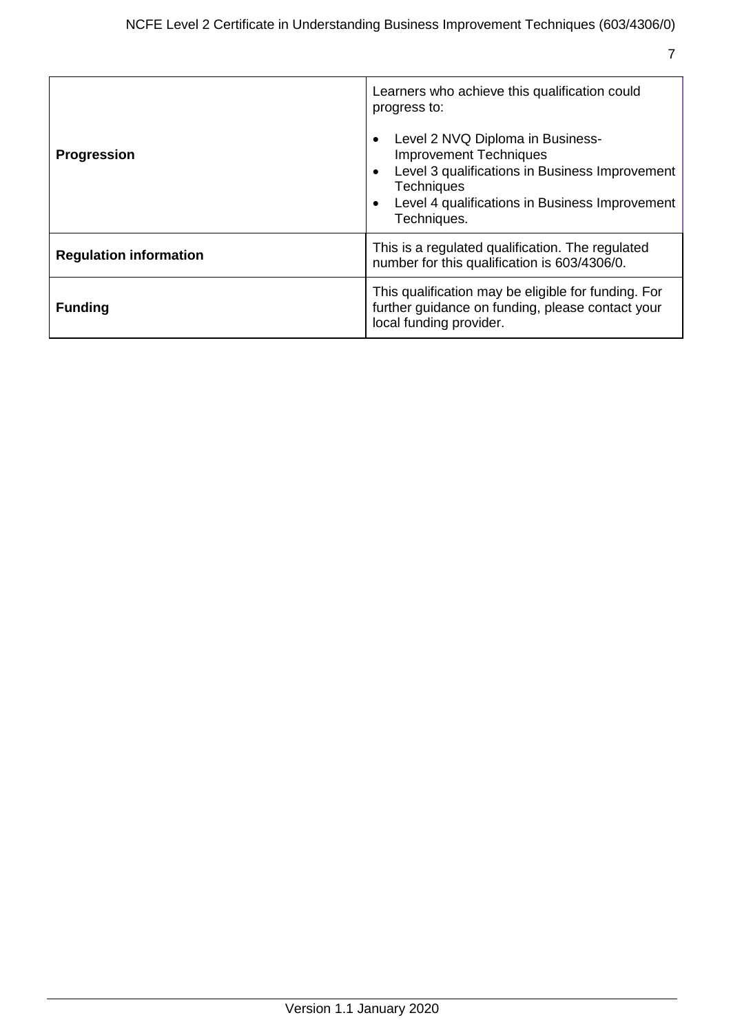| | |
|---|---|
| **Progression** | Learners who achieve this qualification could progress to:<br><br>• Level 2 NVQ Diploma in Business-Improvement Techniques<br>• Level 3 qualifications in Business Improvement Techniques<br>• Level 4 qualifications in Business Improvement Techniques. |
| **Regulation information** | This is a regulated qualification. The regulated number for this qualification is 603/4306/0. |
| **Funding** | This qualification may be eligible for funding. For further guidance on funding, please contact your local funding provider. |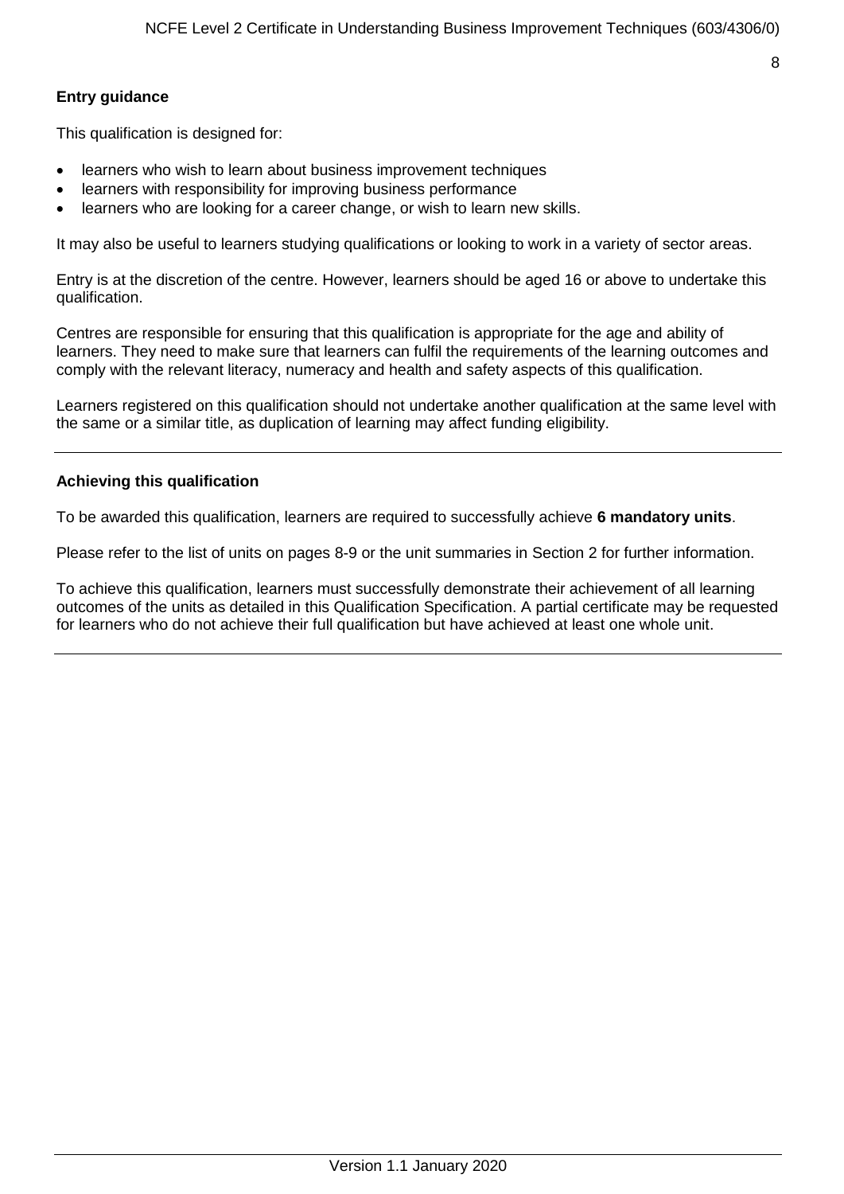### Entry guidance

This qualification is designed for:

- learners who wish to learn about business improvement techniques
- learners with responsibility for improving business performance
- learners who are looking for a career change, or wish to learn new skills.

It may also be useful to learners studying qualifications or looking to work in a variety of sector areas.

Entry is at the discretion of the centre. However, learners should be aged 16 or above to undertake this qualification.

Centres are responsible for ensuring that this qualification is appropriate for the age and ability of learners. They need to make sure that learners can fulfil the requirements of the learning outcomes and comply with the relevant literacy, numeracy and health and safety aspects of this qualification.

Learners registered on this qualification should not undertake another qualification at the same level with the same or a similar title, as duplication of learning may affect funding eligibility.

---

### Achieving this qualification

To be awarded this qualification, learners are required to successfully achieve **6 mandatory units**.

Please refer to the list of units on pages 8-9 or the unit summaries in Section 2 for further information.

To achieve this qualification, learners must successfully demonstrate their achievement of all learning outcomes of the units as detailed in this Qualification Specification. A partial certificate may be requested for learners who do not achieve their full qualification but have achieved at least one whole unit.

---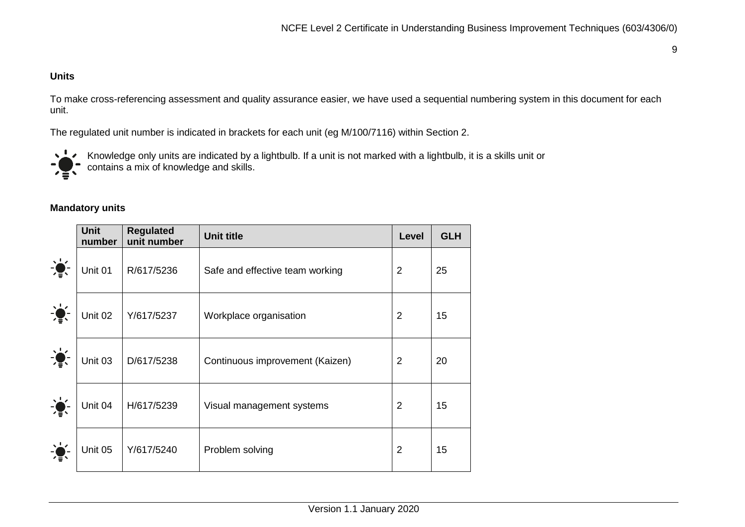## Units

To make cross-referencing assessment and quality assurance easier, we have used a sequential numbering system in this document for each unit.

The regulated unit number is indicated in brackets for each unit (eg M/100/7116) within Section 2.

Knowledge only units are indicated by a lightbulb. If a unit is not marked with a lightbulb, it is a skills unit or contains a mix of knowledge and skills.

### Mandatory units

| | Unit number | Regulated unit number | Unit title | Level | GLH |
|---|---|---|---|---|---|
| 💡 | Unit 01 | R/617/5236 | Safe and effective team working | 2 | 25 |
| 💡 | Unit 02 | Y/617/5237 | Workplace organisation | 2 | 15 |
| 💡 | Unit 03 | D/617/5238 | Continuous improvement (Kaizen) | 2 | 20 |
| 💡 | Unit 04 | H/617/5239 | Visual management systems | 2 | 15 |
| 💡 | Unit 05 | Y/617/5240 | Problem solving | 2 | 15 |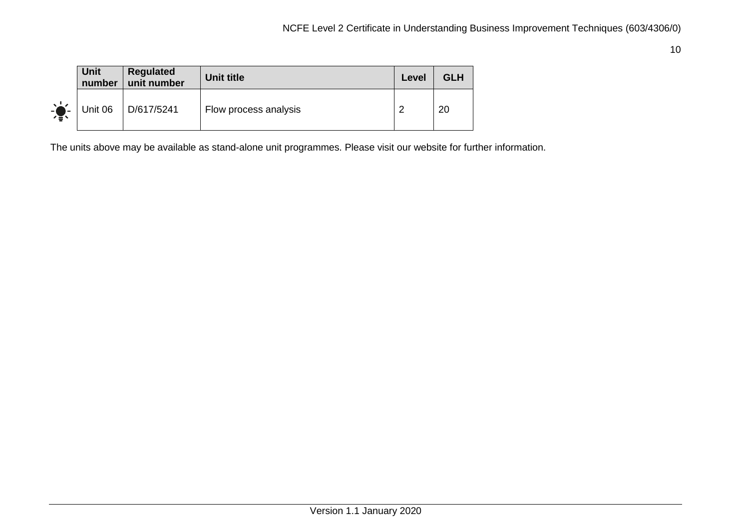| Unit number | Regulated unit number | Unit title | Level | GLH |
|---|---|---|---|---|
| Unit 06 | D/617/5241 | Flow process analysis | 2 | 20 |

The units above may be available as stand-alone unit programmes. Please visit our website for further information.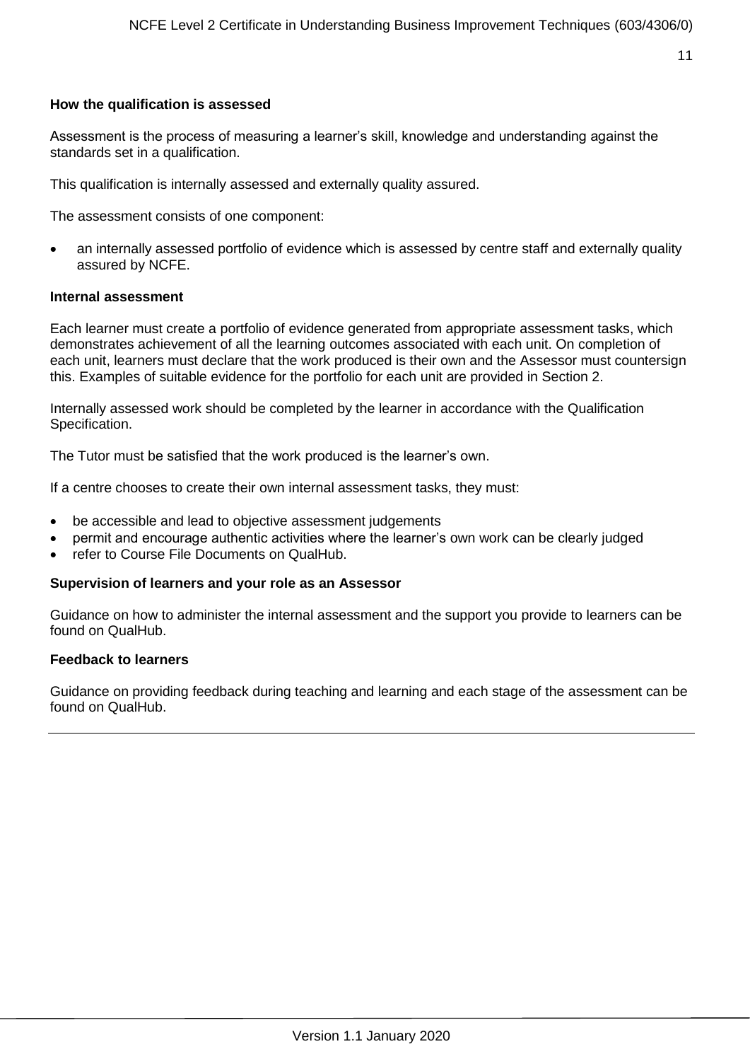**How the qualification is assessed**

Assessment is the process of measuring a learner's skill, knowledge and understanding against the standards set in a qualification.

This qualification is internally assessed and externally quality assured.

The assessment consists of one component:

- an internally assessed portfolio of evidence which is assessed by centre staff and externally quality assured by NCFE.

**Internal assessment**

Each learner must create a portfolio of evidence generated from appropriate assessment tasks, which demonstrates achievement of all the learning outcomes associated with each unit. On completion of each unit, learners must declare that the work produced is their own and the Assessor must countersign this. Examples of suitable evidence for the portfolio for each unit are provided in Section 2.

Internally assessed work should be completed by the learner in accordance with the Qualification Specification.

The Tutor must be satisfied that the work produced is the learner's own.

If a centre chooses to create their own internal assessment tasks, they must:

- be accessible and lead to objective assessment judgements
- permit and encourage authentic activities where the learner's own work can be clearly judged
- refer to Course File Documents on QualHub.

**Supervision of learners and your role as an Assessor**

Guidance on how to administer the internal assessment and the support you provide to learners can be found on QualHub.

**Feedback to learners**

Guidance on providing feedback during teaching and learning and each stage of the assessment can be found on QualHub.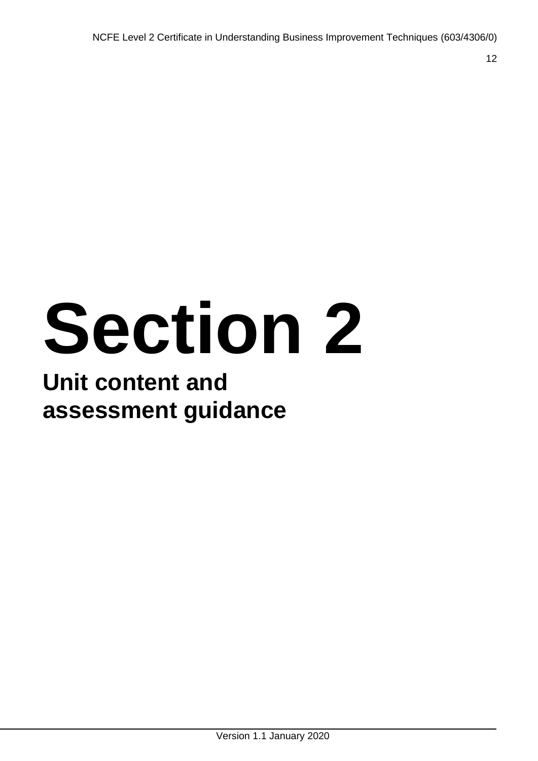# Section 2

## Unit content and assessment guidance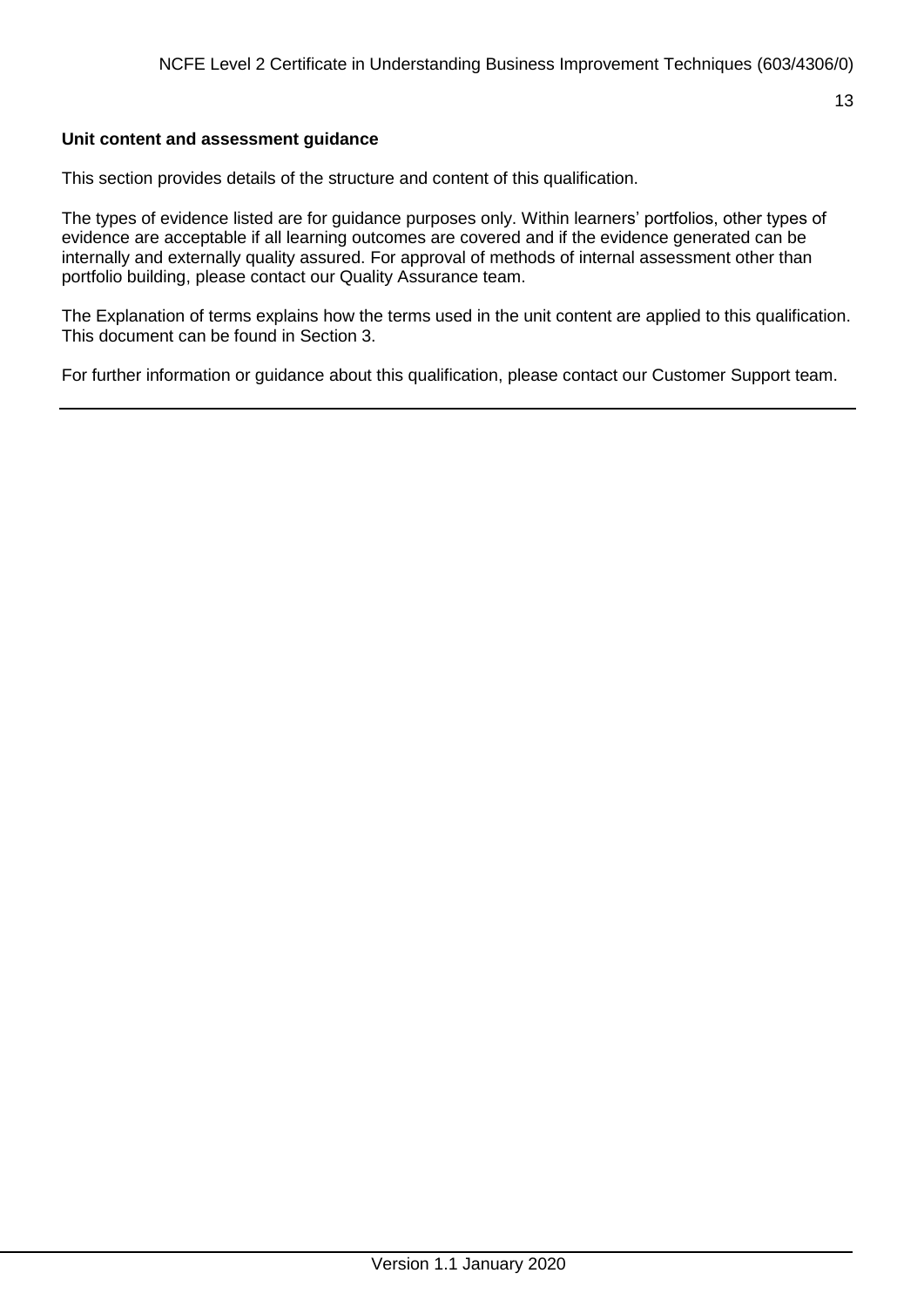**Unit content and assessment guidance**

This section provides details of the structure and content of this qualification.

The types of evidence listed are for guidance purposes only. Within learners' portfolios, other types of evidence are acceptable if all learning outcomes are covered and if the evidence generated can be internally and externally quality assured. For approval of methods of internal assessment other than portfolio building, please contact our Quality Assurance team.

The Explanation of terms explains how the terms used in the unit content are applied to this qualification. This document can be found in Section 3.

For further information or guidance about this qualification, please contact our Customer Support team.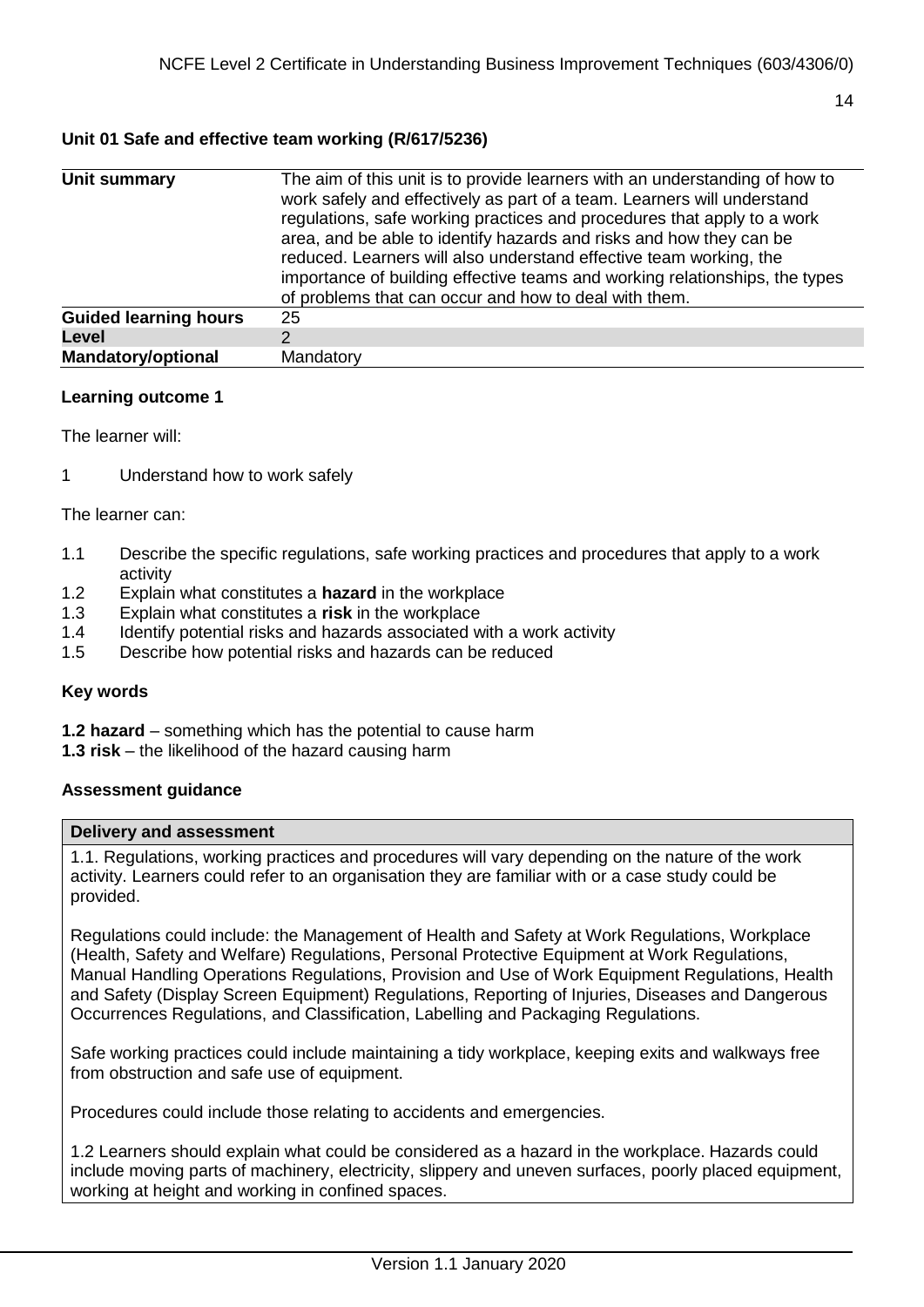### Unit 01 Safe and effective team working (R/617/5236)

| | |
|---|---|
| **Unit summary** | The aim of this unit is to provide learners with an understanding of how to work safely and effectively as part of a team. Learners will understand regulations, safe working practices and procedures that apply to a work area, and be able to identify hazards and risks and how they can be reduced. Learners will also understand effective team working, the importance of building effective teams and working relationships, the types of problems that can occur and how to deal with them. |
| **Guided learning hours** | 25 |
| **Level** | 2 |
| **Mandatory/optional** | Mandatory |

#### Learning outcome 1

The learner will:

1 Understand how to work safely

The learner can:

1.1 Describe the specific regulations, safe working practices and procedures that apply to a work activity
1.2 Explain what constitutes a **hazard** in the workplace
1.3 Explain what constitutes a **risk** in the workplace
1.4 Identify potential risks and hazards associated with a work activity
1.5 Describe how potential risks and hazards can be reduced

#### Key words

**1.2 hazard** – something which has the potential to cause harm
**1.3 risk** – the likelihood of the hazard causing harm

#### Assessment guidance

| **Delivery and assessment** |
|---|
| 1.1. Regulations, working practices and procedures will vary depending on the nature of the work activity. Learners could refer to an organisation they are familiar with or a case study could be provided.<br><br>Regulations could include: the Management of Health and Safety at Work Regulations, Workplace (Health, Safety and Welfare) Regulations, Personal Protective Equipment at Work Regulations, Manual Handling Operations Regulations, Provision and Use of Work Equipment Regulations, Health and Safety (Display Screen Equipment) Regulations, Reporting of Injuries, Diseases and Dangerous Occurrences Regulations, and Classification, Labelling and Packaging Regulations.<br><br>Safe working practices could include maintaining a tidy workplace, keeping exits and walkways free from obstruction and safe use of equipment.<br><br>Procedures could include those relating to accidents and emergencies.<br><br>1.2 Learners should explain what could be considered as a hazard in the workplace. Hazards could include moving parts of machinery, electricity, slippery and uneven surfaces, poorly placed equipment, working at height and working in confined spaces. |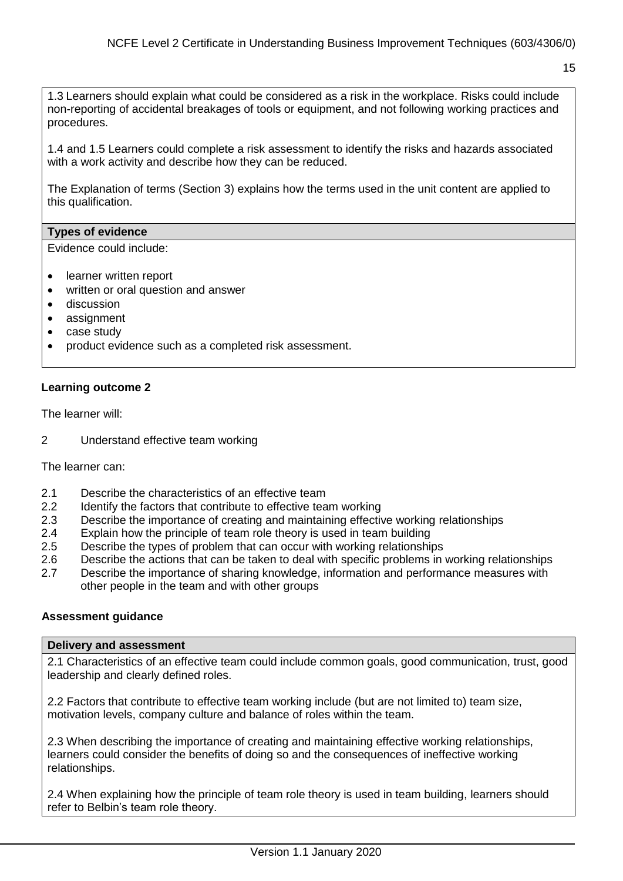1.3 Learners should explain what could be considered as a risk in the workplace. Risks could include non-reporting of accidental breakages of tools or equipment, and not following working practices and procedures.

1.4 and 1.5 Learners could complete a risk assessment to identify the risks and hazards associated with a work activity and describe how they can be reduced.

The Explanation of terms (Section 3) explains how the terms used in the unit content are applied to this qualification.

**Types of evidence**

Evidence could include:

- learner written report
- written or oral question and answer
- discussion
- assignment
- case study
- product evidence such as a completed risk assessment.

### Learning outcome 2

The learner will:

2 Understand effective team working

The learner can:

- 2.1 Describe the characteristics of an effective team
- 2.2 Identify the factors that contribute to effective team working
- 2.3 Describe the importance of creating and maintaining effective working relationships
- 2.4 Explain how the principle of team role theory is used in team building
- 2.5 Describe the types of problem that can occur with working relationships
- 2.6 Describe the actions that can be taken to deal with specific problems in working relationships
- 2.7 Describe the importance of sharing knowledge, information and performance measures with other people in the team and with other groups

### Assessment guidance

**Delivery and assessment**

2.1 Characteristics of an effective team could include common goals, good communication, trust, good leadership and clearly defined roles.

2.2 Factors that contribute to effective team working include (but are not limited to) team size, motivation levels, company culture and balance of roles within the team.

2.3 When describing the importance of creating and maintaining effective working relationships, learners could consider the benefits of doing so and the consequences of ineffective working relationships.

2.4 When explaining how the principle of team role theory is used in team building, learners should refer to Belbin's team role theory.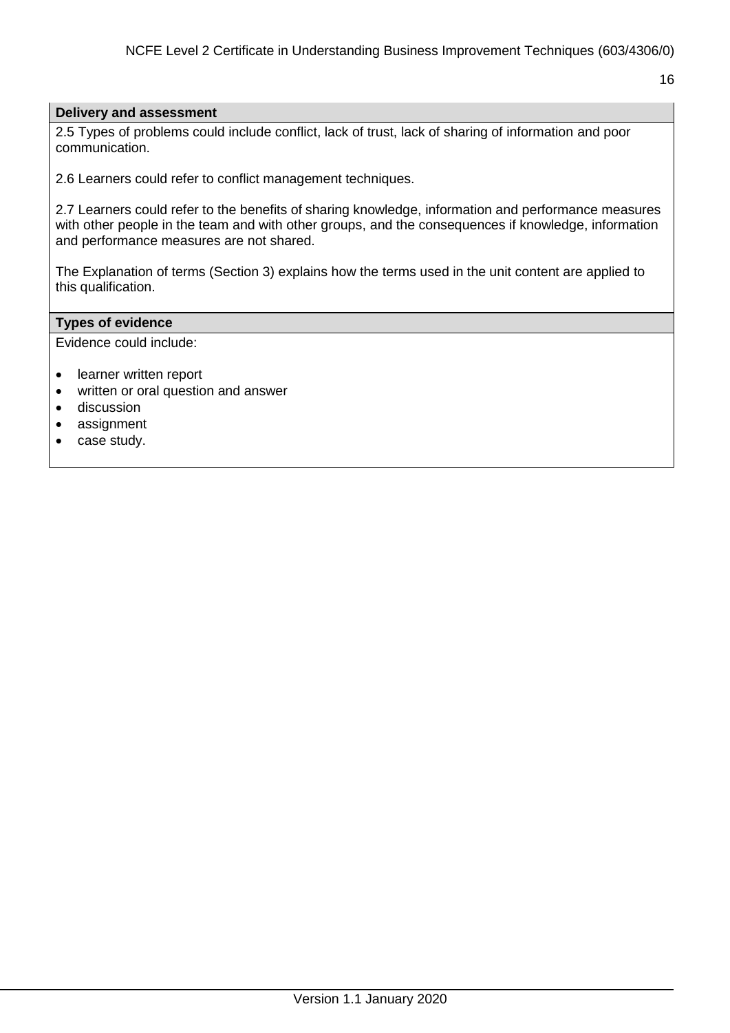| Delivery and assessment |
|---|
| 2.5 Types of problems could include conflict, lack of trust, lack of sharing of information and poor communication.<br><br>2.6 Learners could refer to conflict management techniques.<br><br>2.7 Learners could refer to the benefits of sharing knowledge, information and performance measures with other people in the team and with other groups, and the consequences if knowledge, information and performance measures are not shared.<br><br>The Explanation of terms (Section 3) explains how the terms used in the unit content are applied to this qualification. |

| Types of evidence |
|---|
| Evidence could include:<br><br>• learner written report<br>• written or oral question and answer<br>• discussion<br>• assignment<br>• case study. |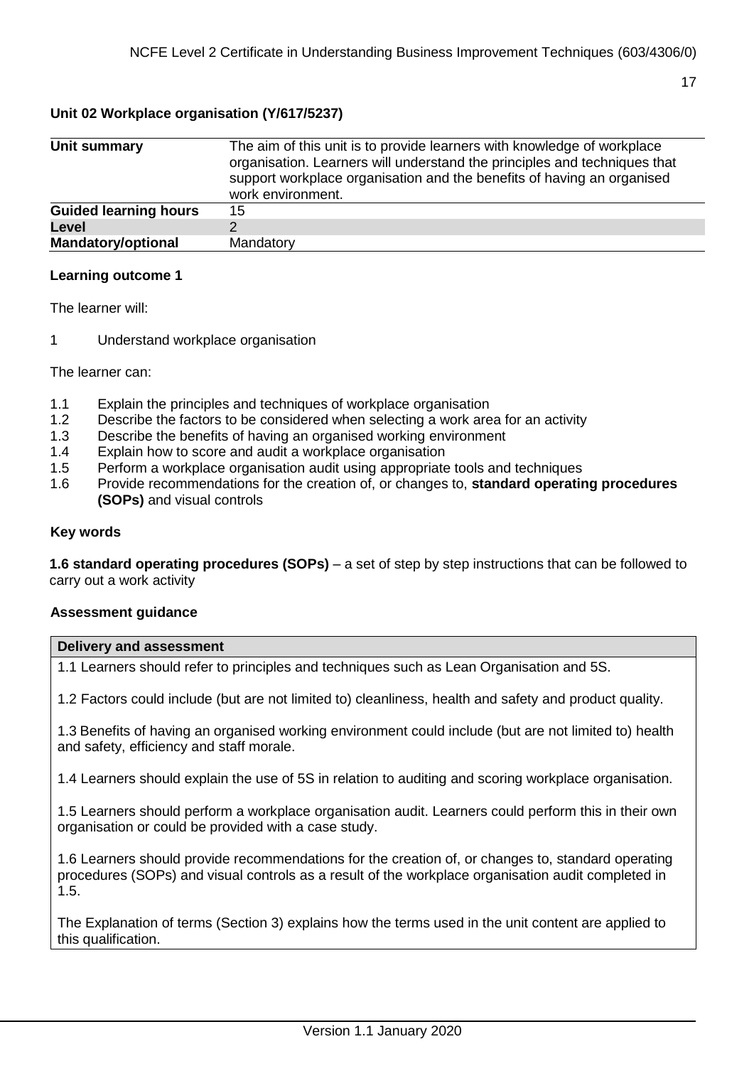## Unit 02 Workplace organisation (Y/617/5237)

| | |
|---|---|
| **Unit summary** | The aim of this unit is to provide learners with knowledge of workplace organisation. Learners will understand the principles and techniques that support workplace organisation and the benefits of having an organised work environment. |
| **Guided learning hours** | 15 |
| **Level** | 2 |
| **Mandatory/optional** | Mandatory |

### Learning outcome 1

The learner will:

1 Understand workplace organisation

The learner can:

1.1 Explain the principles and techniques of workplace organisation
1.2 Describe the factors to be considered when selecting a work area for an activity
1.3 Describe the benefits of having an organised working environment
1.4 Explain how to score and audit a workplace organisation
1.5 Perform a workplace organisation audit using appropriate tools and techniques
1.6 Provide recommendations for the creation of, or changes to, **standard operating procedures (SOPs)** and visual controls

### Key words

**1.6 standard operating procedures (SOPs)** – a set of step by step instructions that can be followed to carry out a work activity

### Assessment guidance

| **Delivery and assessment** |
|---|
| 1.1 Learners should refer to principles and techniques such as Lean Organisation and 5S.<br><br>1.2 Factors could include (but are not limited to) cleanliness, health and safety and product quality.<br><br>1.3 Benefits of having an organised working environment could include (but are not limited to) health and safety, efficiency and staff morale.<br><br>1.4 Learners should explain the use of 5S in relation to auditing and scoring workplace organisation.<br><br>1.5 Learners should perform a workplace organisation audit. Learners could perform this in their own organisation or could be provided with a case study.<br><br>1.6 Learners should provide recommendations for the creation of, or changes to, standard operating procedures (SOPs) and visual controls as a result of the workplace organisation audit completed in 1.5.<br><br>The Explanation of terms (Section 3) explains how the terms used in the unit content are applied to this qualification. |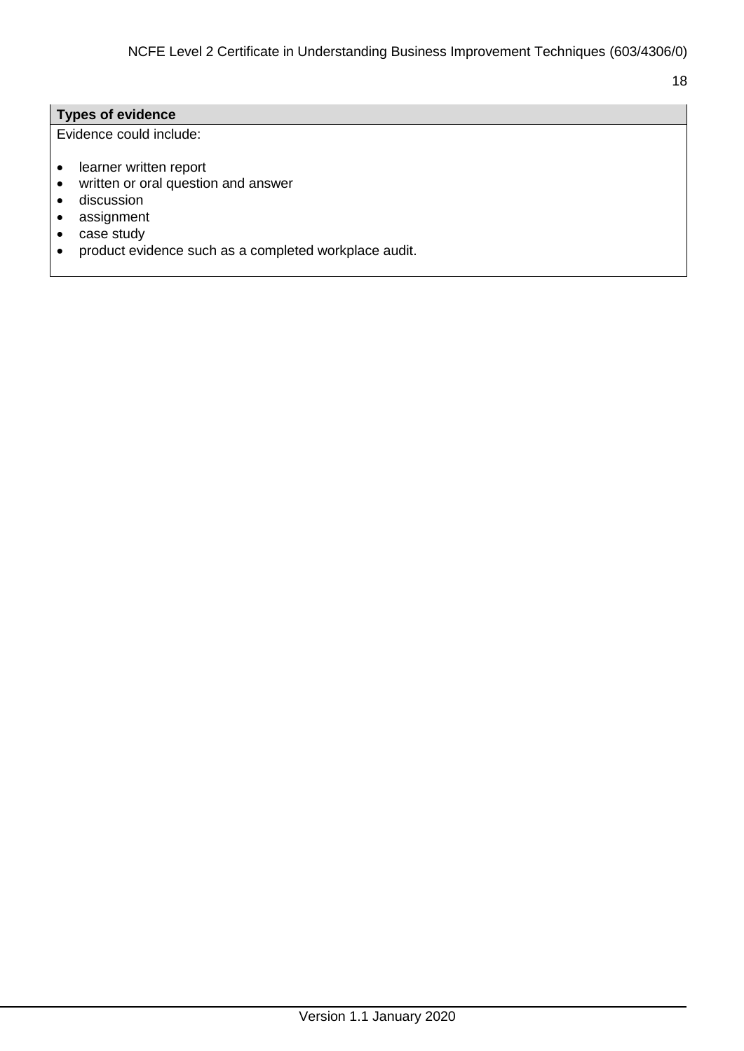| Types of evidence |
| --- |
| Evidence could include:<br><br>• learner written report<br>• written or oral question and answer<br>• discussion<br>• assignment<br>• case study<br>• product evidence such as a completed workplace audit. |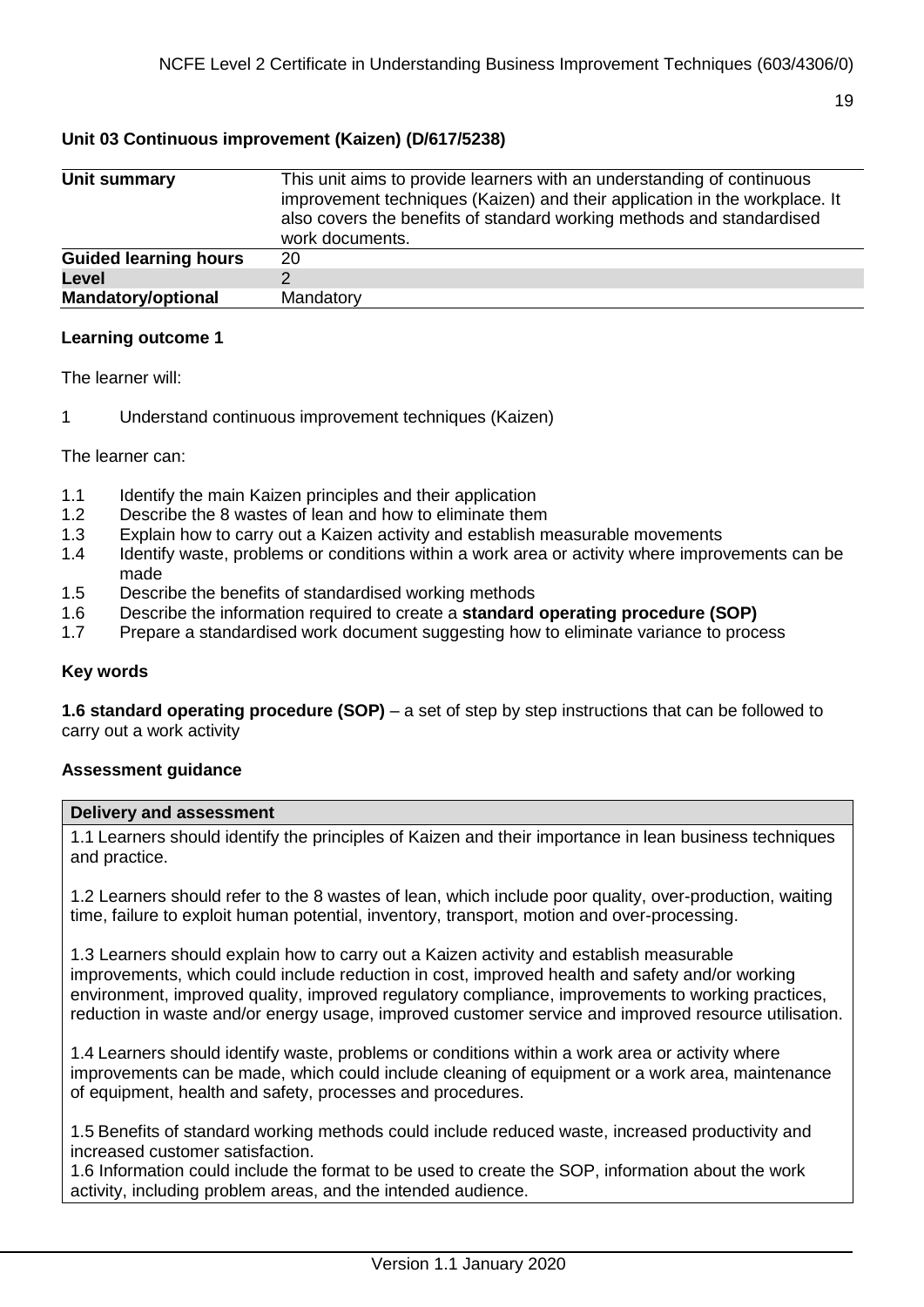## Unit 03 Continuous improvement (Kaizen) (D/617/5238)

| | |
|---|---|
| **Unit summary** | This unit aims to provide learners with an understanding of continuous improvement techniques (Kaizen) and their application in the workplace. It also covers the benefits of standard working methods and standardised work documents. |
| **Guided learning hours** | 20 |
| **Level** | 2 |
| **Mandatory/optional** | Mandatory |

### Learning outcome 1

The learner will:

1 Understand continuous improvement techniques (Kaizen)

The learner can:

1.1 Identify the main Kaizen principles and their application
1.2 Describe the 8 wastes of lean and how to eliminate them
1.3 Explain how to carry out a Kaizen activity and establish measurable movements
1.4 Identify waste, problems or conditions within a work area or activity where improvements can be made
1.5 Describe the benefits of standardised working methods
1.6 Describe the information required to create a **standard operating procedure (SOP)**
1.7 Prepare a standardised work document suggesting how to eliminate variance to process

### Key words

**1.6 standard operating procedure (SOP)** – a set of step by step instructions that can be followed to carry out a work activity

### Assessment guidance

| Delivery and assessment |
|---|
| 1.1 Learners should identify the principles of Kaizen and their importance in lean business techniques and practice.<br><br>1.2 Learners should refer to the 8 wastes of lean, which include poor quality, over-production, waiting time, failure to exploit human potential, inventory, transport, motion and over-processing.<br><br>1.3 Learners should explain how to carry out a Kaizen activity and establish measurable improvements, which could include reduction in cost, improved health and safety and/or working environment, improved quality, improved regulatory compliance, improvements to working practices, reduction in waste and/or energy usage, improved customer service and improved resource utilisation.<br><br>1.4 Learners should identify waste, problems or conditions within a work area or activity where improvements can be made, which could include cleaning of equipment or a work area, maintenance of equipment, health and safety, processes and procedures.<br><br>1.5 Benefits of standard working methods could include reduced waste, increased productivity and increased customer satisfaction.<br>1.6 Information could include the format to be used to create the SOP, information about the work activity, including problem areas, and the intended audience. |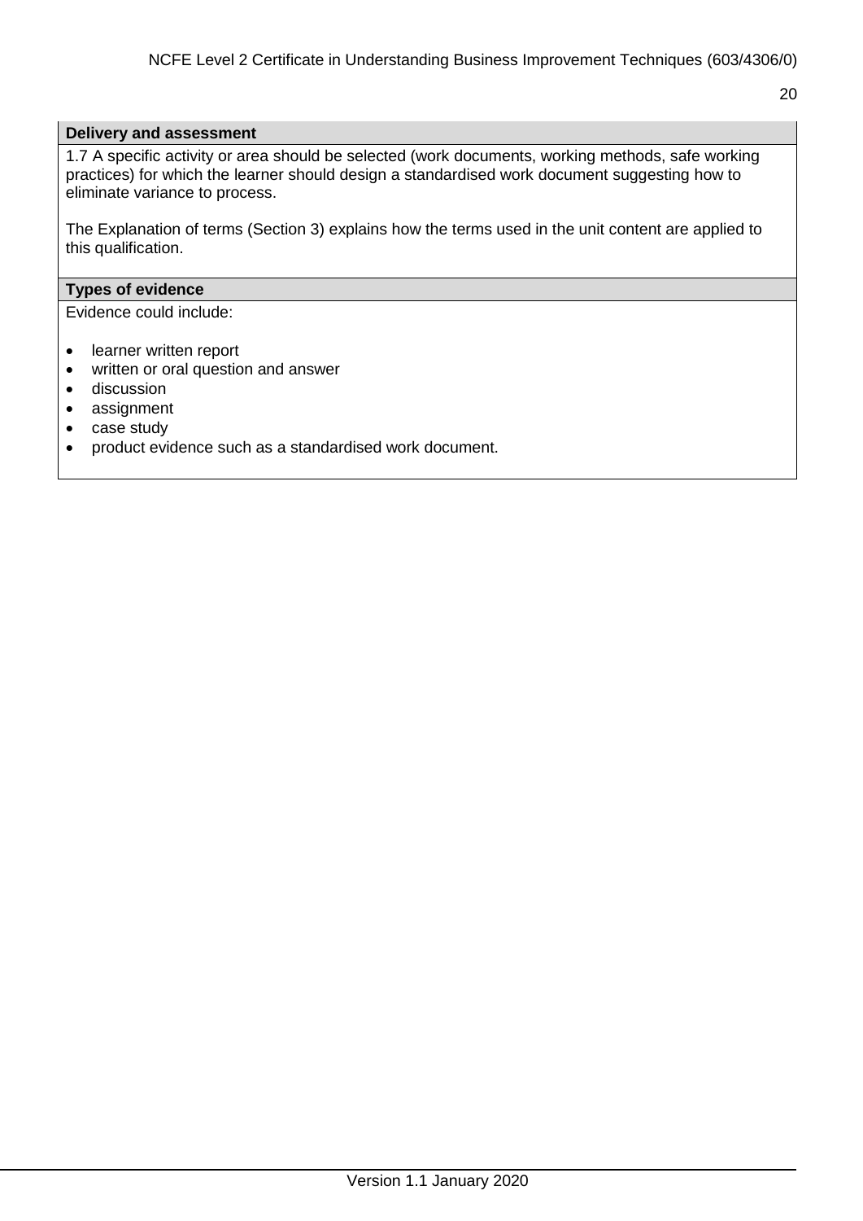**Delivery and assessment**

1.7 A specific activity or area should be selected (work documents, working methods, safe working practices) for which the learner should design a standardised work document suggesting how to eliminate variance to process.

The Explanation of terms (Section 3) explains how the terms used in the unit content are applied to this qualification.

**Types of evidence**

Evidence could include:

- learner written report
- written or oral question and answer
- discussion
- assignment
- case study
- product evidence such as a standardised work document.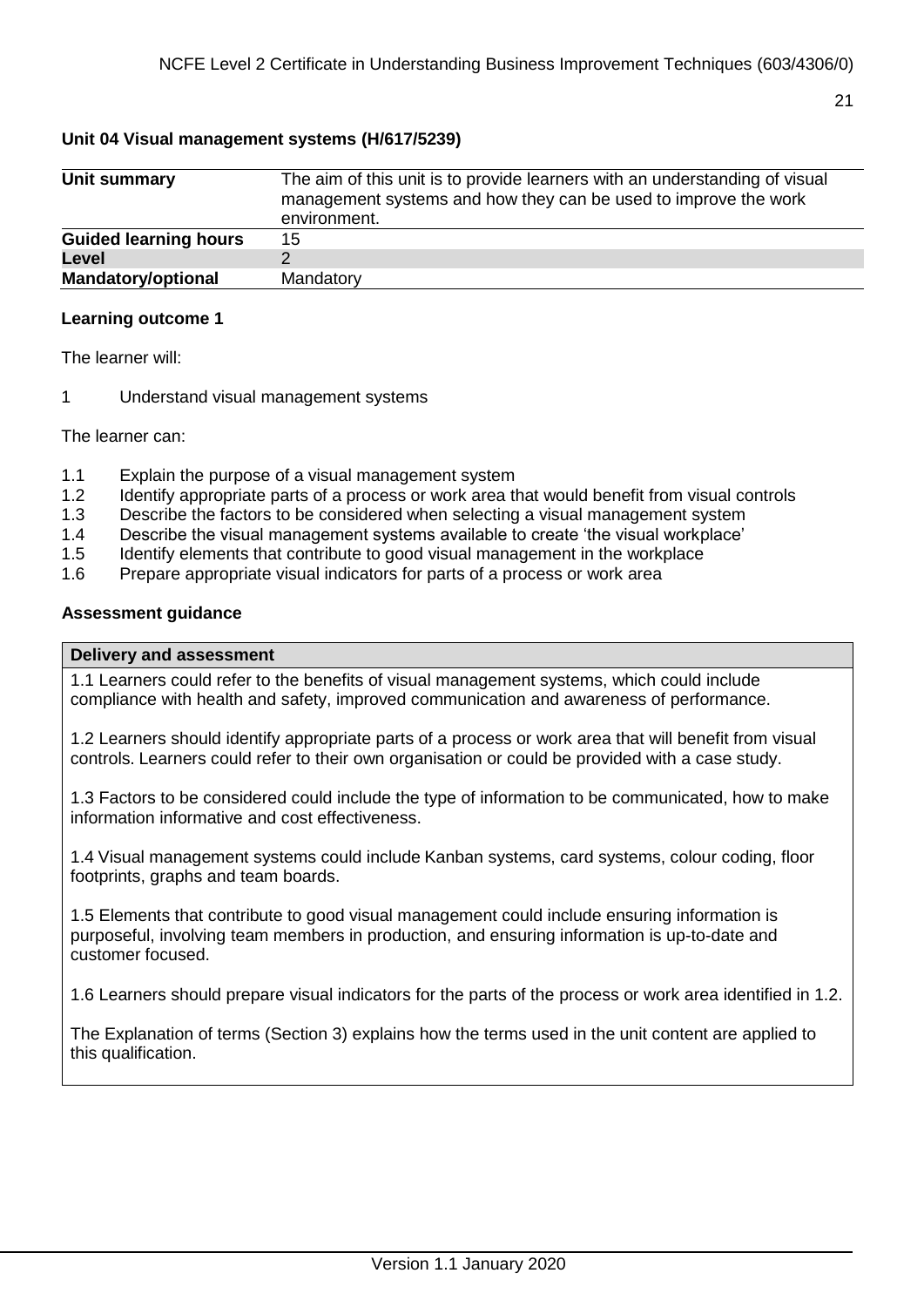### Unit 04 Visual management systems (H/617/5239)

| | |
|---|---|
| **Unit summary** | The aim of this unit is to provide learners with an understanding of visual management systems and how they can be used to improve the work environment. |
| **Guided learning hours** | 15 |
| **Level** | 2 |
| **Mandatory/optional** | Mandatory |

**Learning outcome 1**

The learner will:

1 Understand visual management systems

The learner can:

1.1 Explain the purpose of a visual management system
1.2 Identify appropriate parts of a process or work area that would benefit from visual controls
1.3 Describe the factors to be considered when selecting a visual management system
1.4 Describe the visual management systems available to create 'the visual workplace'
1.5 Identify elements that contribute to good visual management in the workplace
1.6 Prepare appropriate visual indicators for parts of a process or work area

**Assessment guidance**

| Delivery and assessment |
|---|
| 1.1 Learners could refer to the benefits of visual management systems, which could include compliance with health and safety, improved communication and awareness of performance.<br><br>1.2 Learners should identify appropriate parts of a process or work area that will benefit from visual controls. Learners could refer to their own organisation or could be provided with a case study.<br><br>1.3 Factors to be considered could include the type of information to be communicated, how to make information informative and cost effectiveness.<br><br>1.4 Visual management systems could include Kanban systems, card systems, colour coding, floor footprints, graphs and team boards.<br><br>1.5 Elements that contribute to good visual management could include ensuring information is purposeful, involving team members in production, and ensuring information is up-to-date and customer focused.<br><br>1.6 Learners should prepare visual indicators for the parts of the process or work area identified in 1.2.<br><br>The Explanation of terms (Section 3) explains how the terms used in the unit content are applied to this qualification. |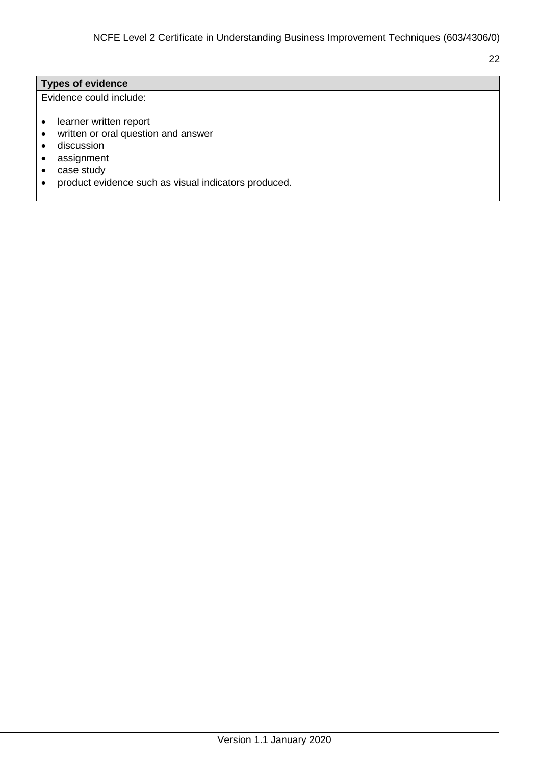| Types of evidence |
| --- |
| Evidence could include:<br><br>• learner written report<br>• written or oral question and answer<br>• discussion<br>• assignment<br>• case study<br>• product evidence such as visual indicators produced. |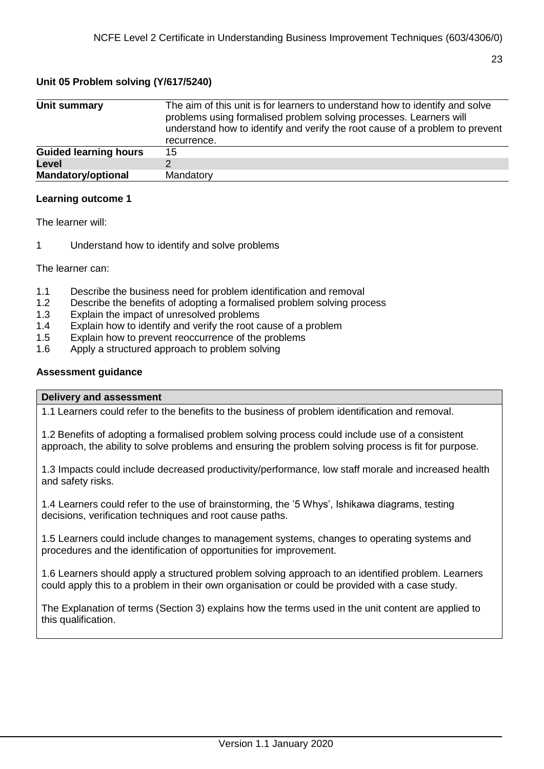## Unit 05 Problem solving (Y/617/5240)

| | |
|---|---|
| **Unit summary** | The aim of this unit is for learners to understand how to identify and solve problems using formalised problem solving processes. Learners will understand how to identify and verify the root cause of a problem to prevent recurrence. |
| **Guided learning hours** | 15 |
| **Level** | 2 |
| **Mandatory/optional** | Mandatory |

### Learning outcome 1

The learner will:

1 Understand how to identify and solve problems

The learner can:

1.1 Describe the business need for problem identification and removal
1.2 Describe the benefits of adopting a formalised problem solving process
1.3 Explain the impact of unresolved problems
1.4 Explain how to identify and verify the root cause of a problem
1.5 Explain how to prevent reoccurrence of the problems
1.6 Apply a structured approach to problem solving

### Assessment guidance

| Delivery and assessment |
|---|
| 1.1 Learners could refer to the benefits to the business of problem identification and removal.<br><br>1.2 Benefits of adopting a formalised problem solving process could include use of a consistent approach, the ability to solve problems and ensuring the problem solving process is fit for purpose.<br><br>1.3 Impacts could include decreased productivity/performance, low staff morale and increased health and safety risks.<br><br>1.4 Learners could refer to the use of brainstorming, the '5 Whys', Ishikawa diagrams, testing decisions, verification techniques and root cause paths.<br><br>1.5 Learners could include changes to management systems, changes to operating systems and procedures and the identification of opportunities for improvement.<br><br>1.6 Learners should apply a structured problem solving approach to an identified problem. Learners could apply this to a problem in their own organisation or could be provided with a case study.<br><br>The Explanation of terms (Section 3) explains how the terms used in the unit content are applied to this qualification. |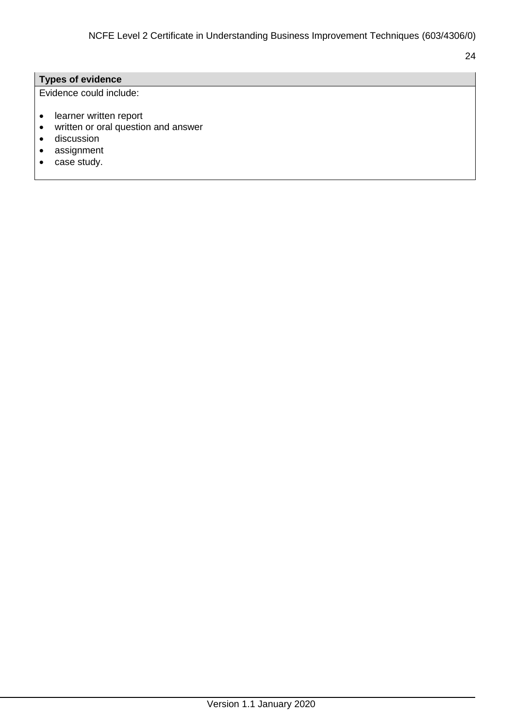| Types of evidence |
| --- |
| Evidence could include:<br><br>• learner written report<br>• written or oral question and answer<br>• discussion<br>• assignment<br>• case study. |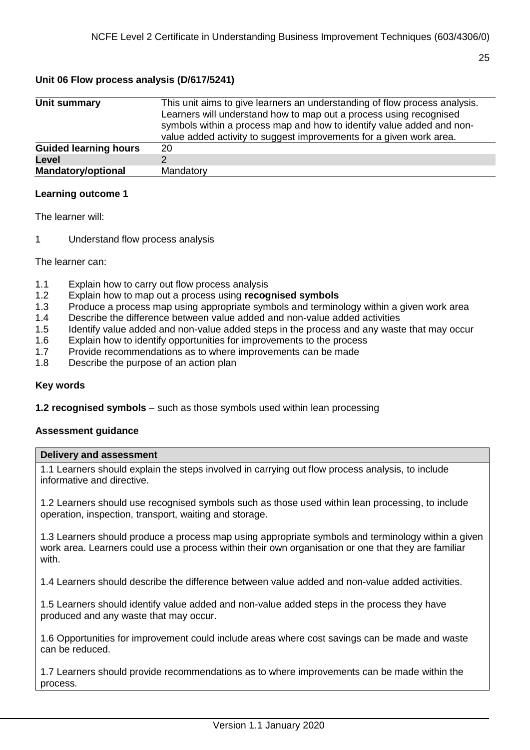## Unit 06 Flow process analysis (D/617/5241)

| | |
|---|---|
| **Unit summary** | This unit aims to give learners an understanding of flow process analysis. Learners will understand how to map out a process using recognised symbols within a process map and how to identify value added and non-value added activity to suggest improvements for a given work area. |
| **Guided learning hours** | 20 |
| **Level** | 2 |
| **Mandatory/optional** | Mandatory |

### Learning outcome 1

The learner will:

1 Understand flow process analysis

The learner can:

1.1 Explain how to carry out flow process analysis
1.2 Explain how to map out a process using **recognised symbols**
1.3 Produce a process map using appropriate symbols and terminology within a given work area
1.4 Describe the difference between value added and non-value added activities
1.5 Identify value added and non-value added steps in the process and any waste that may occur
1.6 Explain how to identify opportunities for improvements to the process
1.7 Provide recommendations as to where improvements can be made
1.8 Describe the purpose of an action plan

### Key words

**1.2 recognised symbols** – such as those symbols used within lean processing

### Assessment guidance

| Delivery and assessment |
|---|
| 1.1 Learners should explain the steps involved in carrying out flow process analysis, to include informative and directive.<br><br>1.2 Learners should use recognised symbols such as those used within lean processing, to include operation, inspection, transport, waiting and storage.<br><br>1.3 Learners should produce a process map using appropriate symbols and terminology within a given work area. Learners could use a process within their own organisation or one that they are familiar with.<br><br>1.4 Learners should describe the difference between value added and non-value added activities.<br><br>1.5 Learners should identify value added and non-value added steps in the process they have produced and any waste that may occur.<br><br>1.6 Opportunities for improvement could include areas where cost savings can be made and waste can be reduced.<br><br>1.7 Learners should provide recommendations as to where improvements can be made within the process. |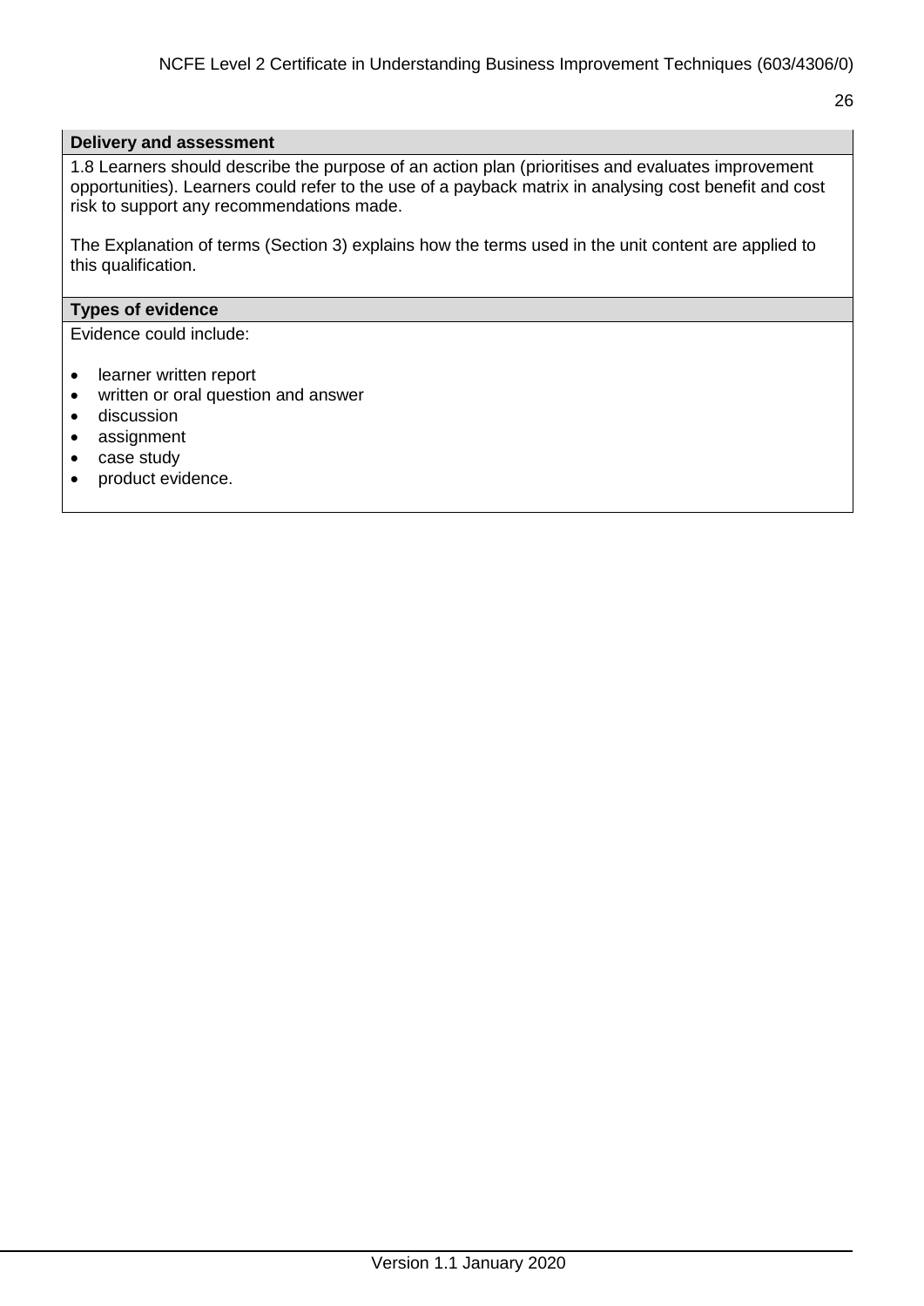| Delivery and assessment |
| --- |
| 1.8 Learners should describe the purpose of an action plan (prioritises and evaluates improvement opportunities). Learners could refer to the use of a payback matrix in analysing cost benefit and cost risk to support any recommendations made.<br><br>The Explanation of terms (Section 3) explains how the terms used in the unit content are applied to this qualification. |

| Types of evidence |
| --- |
| Evidence could include:<br><br>• learner written report<br>• written or oral question and answer<br>• discussion<br>• assignment<br>• case study<br>• product evidence. |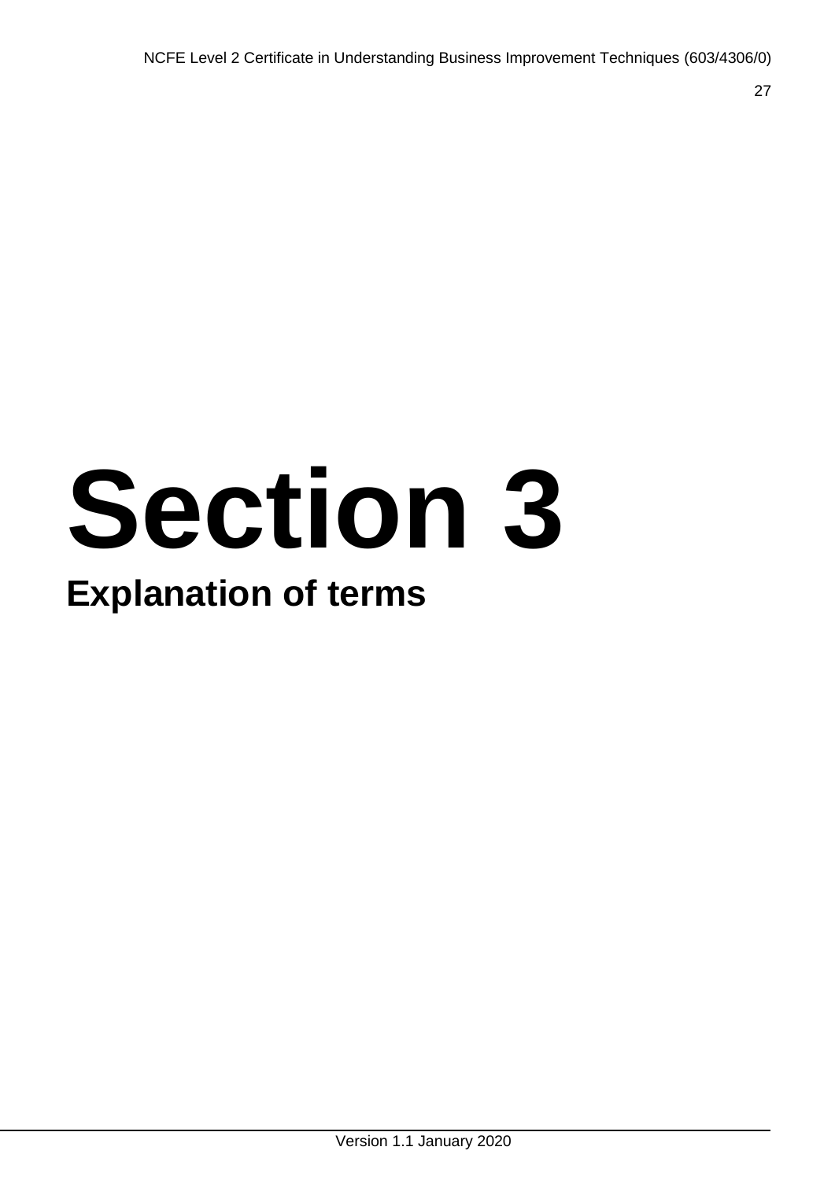# Section 3

## Explanation of terms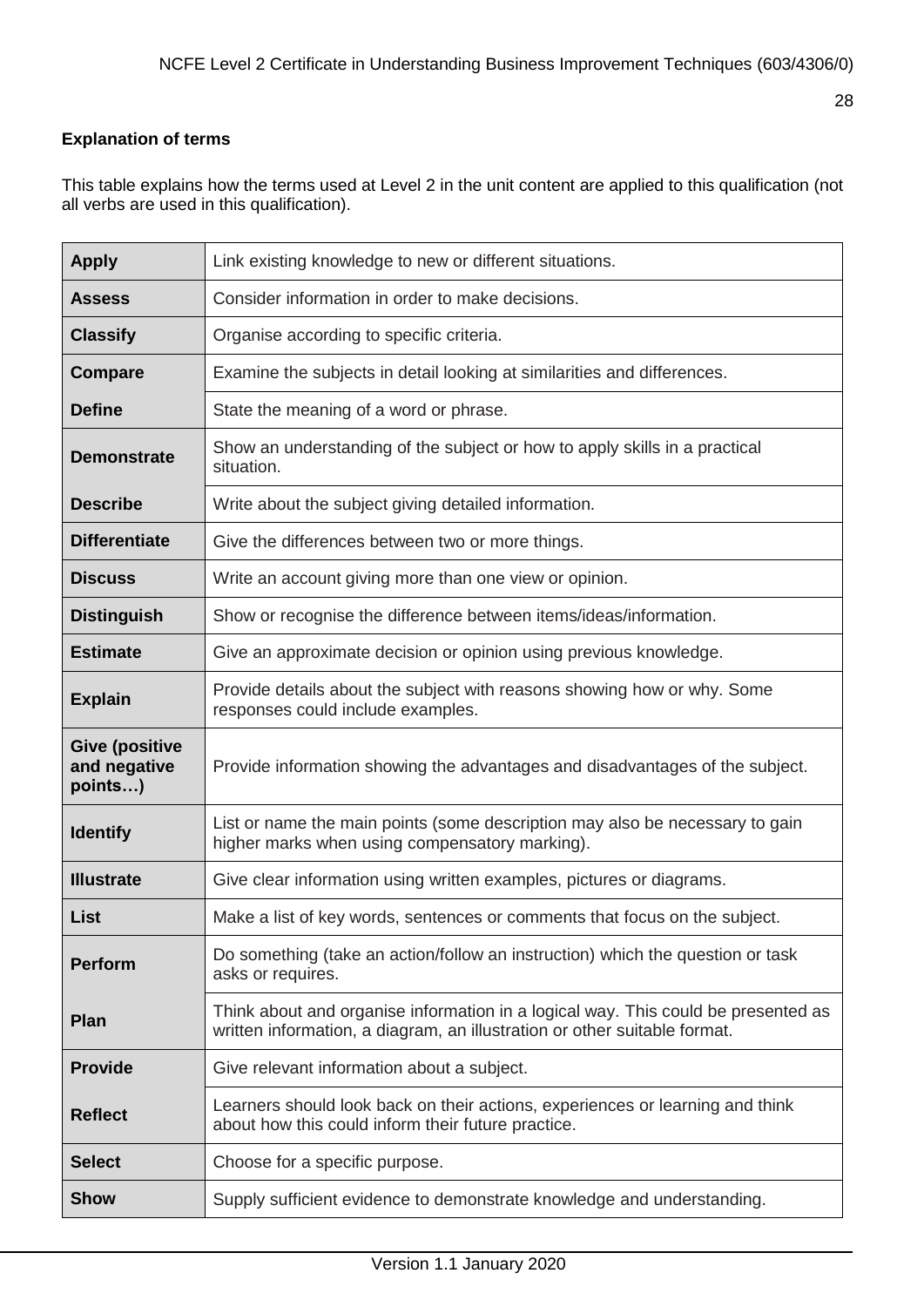**Explanation of terms**

This table explains how the terms used at Level 2 in the unit content are applied to this qualification (not all verbs are used in this qualification).

| | |
|---|---|
| **Apply** | Link existing knowledge to new or different situations. |
| **Assess** | Consider information in order to make decisions. |
| **Classify** | Organise according to specific criteria. |
| **Compare** | Examine the subjects in detail looking at similarities and differences. |
| **Define** | State the meaning of a word or phrase. |
| **Demonstrate** | Show an understanding of the subject or how to apply skills in a practical situation. |
| **Describe** | Write about the subject giving detailed information. |
| **Differentiate** | Give the differences between two or more things. |
| **Discuss** | Write an account giving more than one view or opinion. |
| **Distinguish** | Show or recognise the difference between items/ideas/information. |
| **Estimate** | Give an approximate decision or opinion using previous knowledge. |
| **Explain** | Provide details about the subject with reasons showing how or why. Some responses could include examples. |
| **Give (positive and negative points…)** | Provide information showing the advantages and disadvantages of the subject. |
| **Identify** | List or name the main points (some description may also be necessary to gain higher marks when using compensatory marking). |
| **Illustrate** | Give clear information using written examples, pictures or diagrams. |
| **List** | Make a list of key words, sentences or comments that focus on the subject. |
| **Perform** | Do something (take an action/follow an instruction) which the question or task asks or requires. |
| **Plan** | Think about and organise information in a logical way. This could be presented as written information, a diagram, an illustration or other suitable format. |
| **Provide** | Give relevant information about a subject. |
| **Reflect** | Learners should look back on their actions, experiences or learning and think about how this could inform their future practice. |
| **Select** | Choose for a specific purpose. |
| **Show** | Supply sufficient evidence to demonstrate knowledge and understanding. |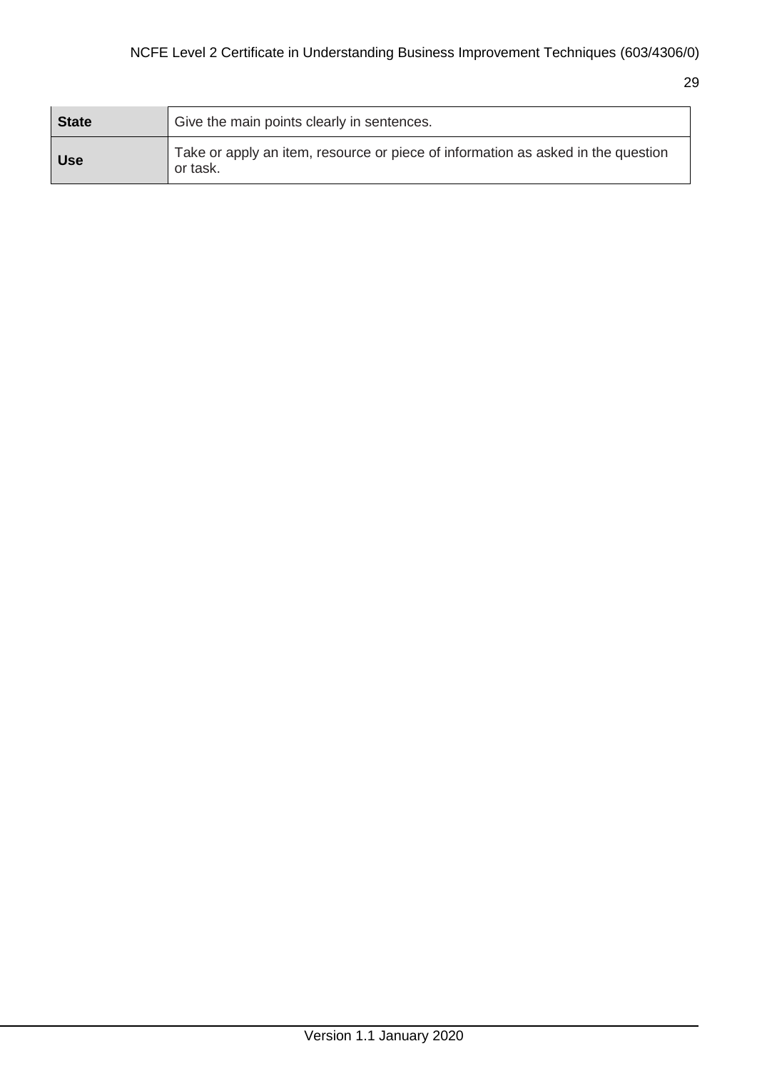| State | Give the main points clearly in sentences. |
|---|---|
| **Use** | Take or apply an item, resource or piece of information as asked in the question or task. |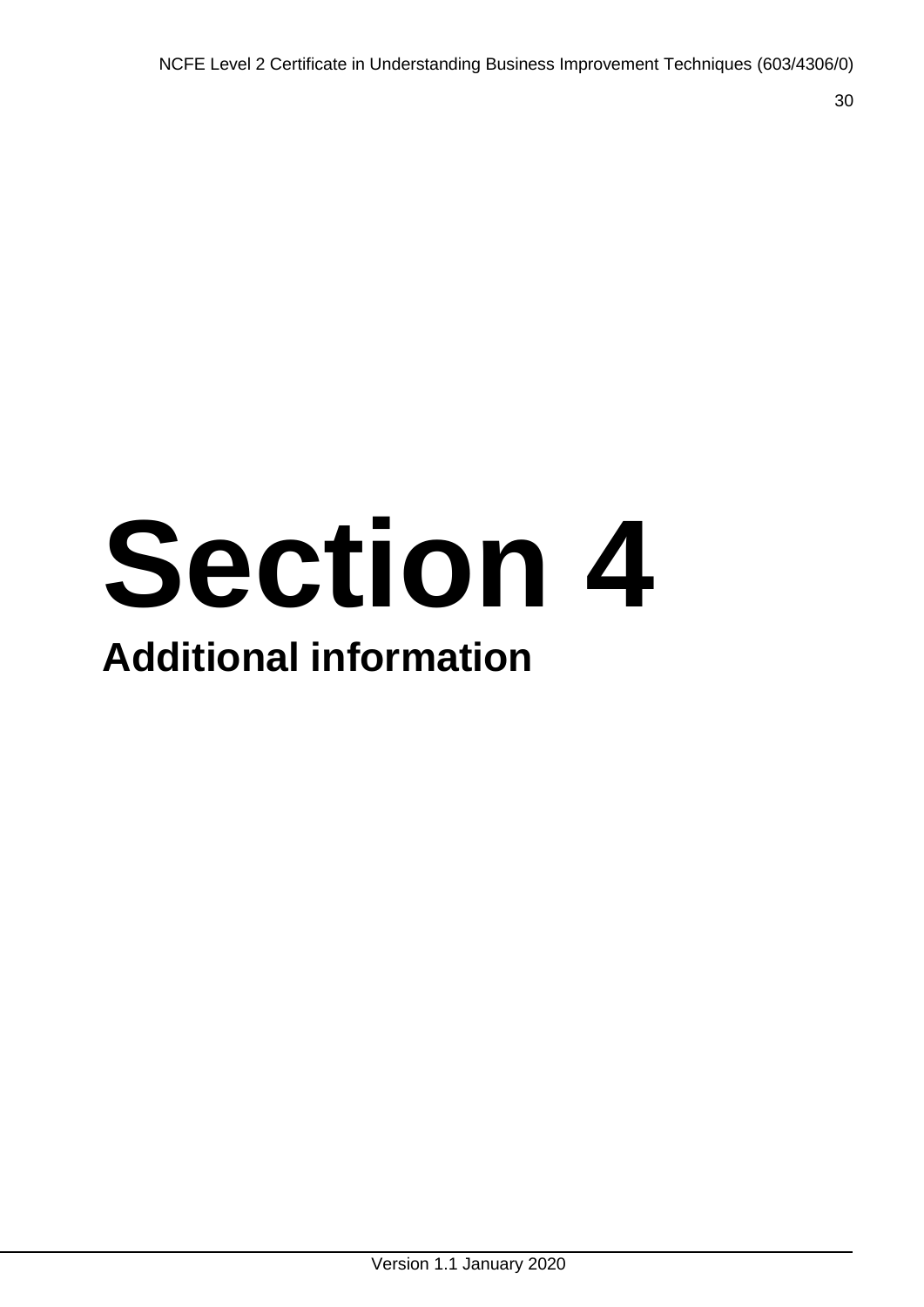# Section 4

## Additional information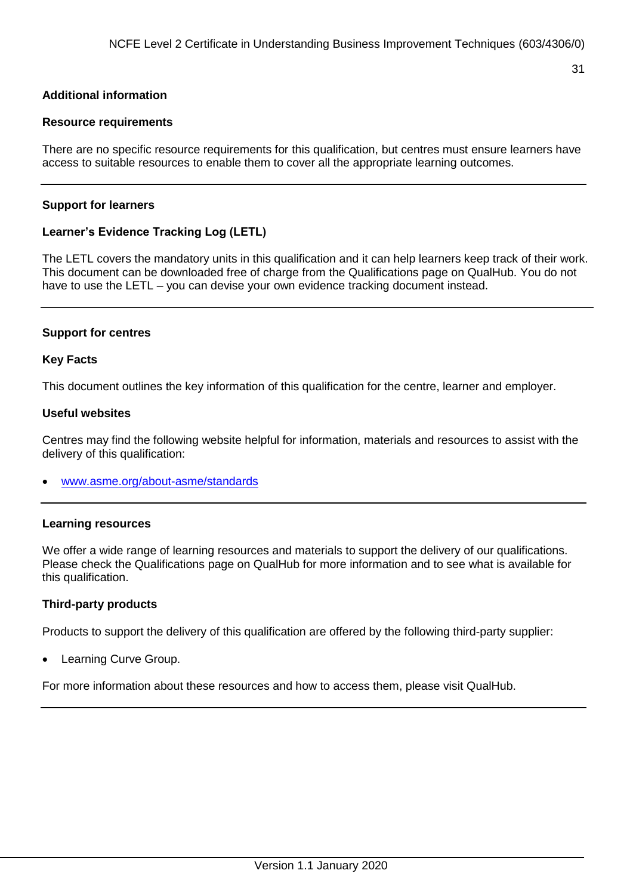## Additional information

### Resource requirements

There are no specific resource requirements for this qualification, but centres must ensure learners have access to suitable resources to enable them to cover all the appropriate learning outcomes.

---

### Support for learners

#### Learner's Evidence Tracking Log (LETL)

The LETL covers the mandatory units in this qualification and it can help learners keep track of their work. This document can be downloaded free of charge from the Qualifications page on QualHub. You do not have to use the LETL – you can devise your own evidence tracking document instead.

---

### Support for centres

#### Key Facts

This document outlines the key information of this qualification for the centre, learner and employer.

#### Useful websites

Centres may find the following website helpful for information, materials and resources to assist with the delivery of this qualification:

- [www.asme.org/about-asme/standards](www.asme.org/about-asme/standards)

---

### Learning resources

We offer a wide range of learning resources and materials to support the delivery of our qualifications. Please check the Qualifications page on QualHub for more information and to see what is available for this qualification.

#### Third-party products

Products to support the delivery of this qualification are offered by the following third-party supplier:

- Learning Curve Group.

For more information about these resources and how to access them, please visit QualHub.

---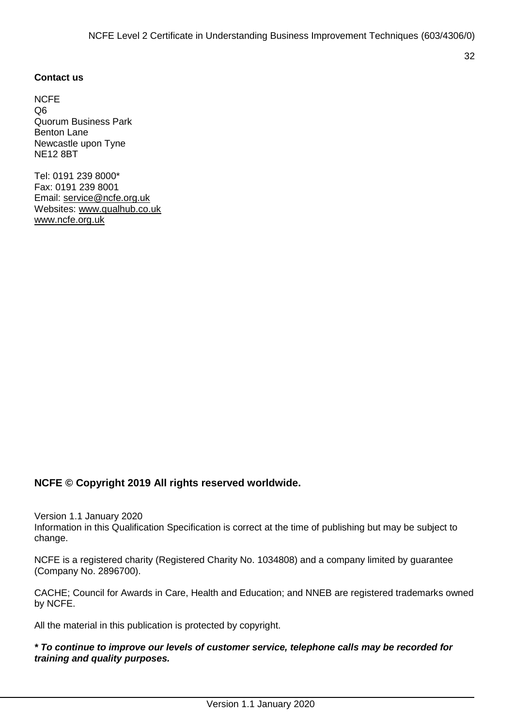**Contact us**

NCFE  
Q6  
Quorum Business Park  
Benton Lane  
Newcastle upon Tyne  
NE12 8BT

Tel: 0191 239 8000*  
Fax: 0191 239 8001  
Email: service@ncfe.org.uk  
Websites: www.qualhub.co.uk  
www.ncfe.org.uk

**NCFE © Copyright 2019 All rights reserved worldwide.**

Version 1.1 January 2020  
Information in this Qualification Specification is correct at the time of publishing but may be subject to change.

NCFE is a registered charity (Registered Charity No. 1034808) and a company limited by guarantee (Company No. 2896700).

CACHE; Council for Awards in Care, Health and Education; and NNEB are registered trademarks owned by NCFE.

All the material in this publication is protected by copyright.

***** ***To continue to improve our levels of customer service, telephone calls may be recorded for training and quality purposes.***